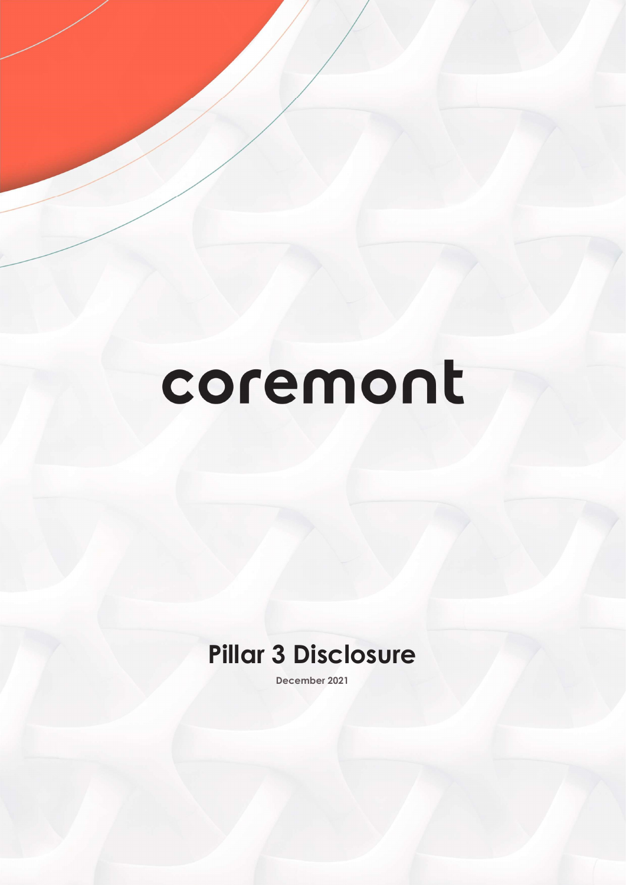# coremont

## Pillar 3 Disclosure

December 2021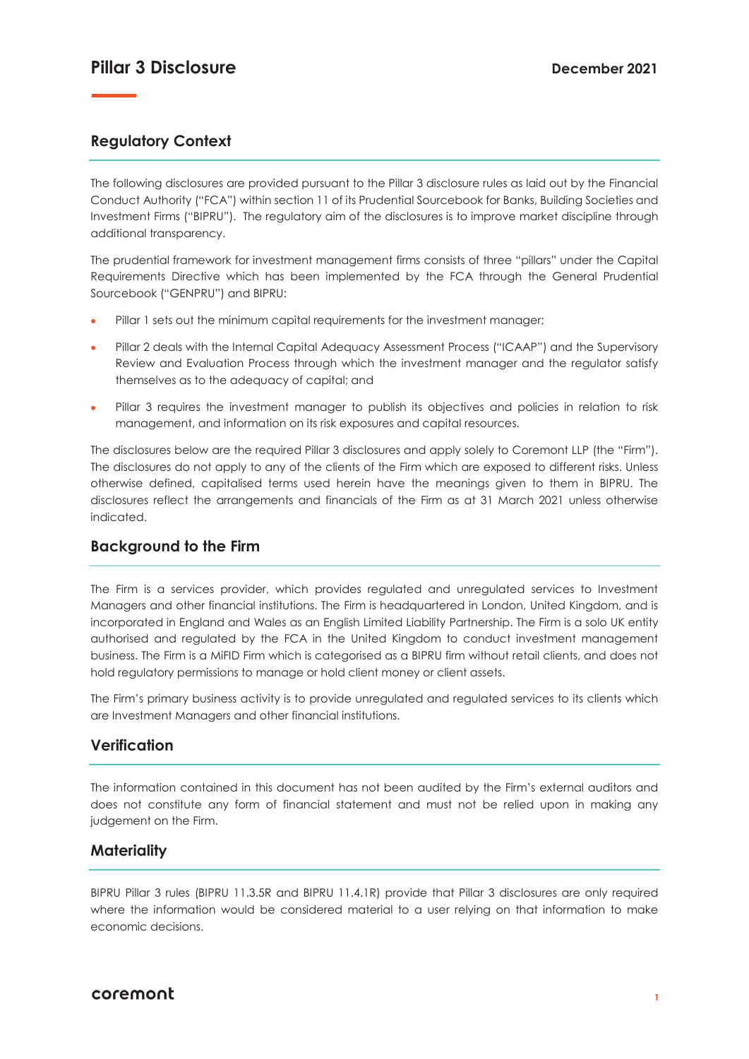# Pillar 3 Disclosure

December 2021

## Regulatory Context

The following disclosures are provided pursuant to the Pillar 3 disclosure rules as laid out by the Financial Conduct Authority ("FCA") within section 11 of its Prudential Sourcebook for Banks, Building Societies and Investment Firms ("BIPRU"). The regulatory aim of the disclosures is to improve market discipline through additional transparency.

The prudential framework for investment management firms consists of three "pillars" under the Capital Requirements Directive which has been implemented by the FCA through the General Prudential Sourcebook ("GENPRU") and BIPRU:

- Pillar 1 sets out the minimum capital requirements for the investment manager;
- Pillar 2 deals with the Internal Capital Adequacy Assessment Process ("ICAAP") and the Supervisory Review and Evaluation Process through which the investment manager and the regulator satisfy themselves as to the adequacy of capital; and
- Pillar 3 requires the investment manager to publish its objectives and policies in relation to risk management, and information on its risk exposures and capital resources.

The disclosures below are the required Pillar 3 disclosures and apply solely to Coremont LLP (the "Firm"). The disclosures do not apply to any of the clients of the Firm which are exposed to different risks. Unless otherwise defined, capitalised terms used herein have the meanings given to them in BIPRU. The disclosures reflect the arrangements and financials of the Firm as at 31 March 2021 unless otherwise indicated.

## Background to the Firm

The Firm is a services provider, which provides regulated and unregulated services to Investment Managers and other financial institutions. The Firm is headquartered in London, United Kingdom, and is incorporated in England and Wales as an English Limited Liability Partnership. The Firm is a solo UK entity authorised and regulated by the FCA in the United Kingdom to conduct investment management business. The Firm is a MiFID Firm which is categorised as a BIPRU firm without retail clients, and does not hold regulatory permissions to manage or hold client money or client assets.

The Firm's primary business activity is to provide unregulated and regulated services to its clients which are Investment Managers and other financial institutions.

## Verification

The information contained in this document has not been audited by the Firm's external auditors and does not constitute any form of financial statement and must not be relied upon in making any judgement on the Firm.

## Materiality

BIPRU Pillar 3 rules (BIPRU 11.3.5R and BIPRU 11.4.1R) provide that Pillar 3 disclosures are only required where the information would be considered material to a user relying on that information to make economic decisions.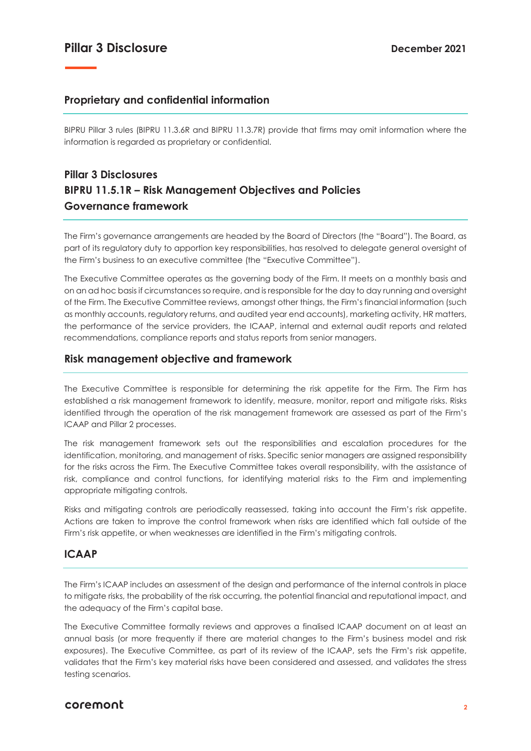## Proprietary and confidential information

BIPRU Pillar 3 rules (BIPRU 11.3.6R and BIPRU 11.3.7R) provide that firms may omit information where the information is regarded as proprietary or confidential.

## Pillar 3 Disclosures
## BIPRU 11.5.1R – Risk Management Objectives and Policies
## Governance framework

The Firm's governance arrangements are headed by the Board of Directors (the "Board"). The Board, as part of its regulatory duty to apportion key responsibilities, has resolved to delegate general oversight of the Firm's business to an executive committee (the "Executive Committee").

The Executive Committee operates as the governing body of the Firm. It meets on a monthly basis and on an ad hoc basis if circumstances so require, and is responsible for the day to day running and oversight of the Firm. The Executive Committee reviews, amongst other things, the Firm's financial information (such as monthly accounts, regulatory returns, and audited year end accounts), marketing activity, HR matters, the performance of the service providers, the ICAAP, internal and external audit reports and related recommendations, compliance reports and status reports from senior managers.

## Risk management objective and framework

The Executive Committee is responsible for determining the risk appetite for the Firm. The Firm has established a risk management framework to identify, measure, monitor, report and mitigate risks. Risks identified through the operation of the risk management framework are assessed as part of the Firm's ICAAP and Pillar 2 processes.

The risk management framework sets out the responsibilities and escalation procedures for the identification, monitoring, and management of risks. Specific senior managers are assigned responsibility for the risks across the Firm. The Executive Committee takes overall responsibility, with the assistance of risk, compliance and control functions, for identifying material risks to the Firm and implementing appropriate mitigating controls.

Risks and mitigating controls are periodically reassessed, taking into account the Firm's risk appetite. Actions are taken to improve the control framework when risks are identified which fall outside of the Firm's risk appetite, or when weaknesses are identified in the Firm's mitigating controls.

## ICAAP

The Firm's ICAAP includes an assessment of the design and performance of the internal controls in place to mitigate risks, the probability of the risk occurring, the potential financial and reputational impact, and the adequacy of the Firm's capital base.

The Executive Committee formally reviews and approves a finalised ICAAP document on at least an annual basis (or more frequently if there are material changes to the Firm's business model and risk exposures). The Executive Committee, as part of its review of the ICAAP, sets the Firm's risk appetite, validates that the Firm's key material risks have been considered and assessed, and validates the stress testing scenarios.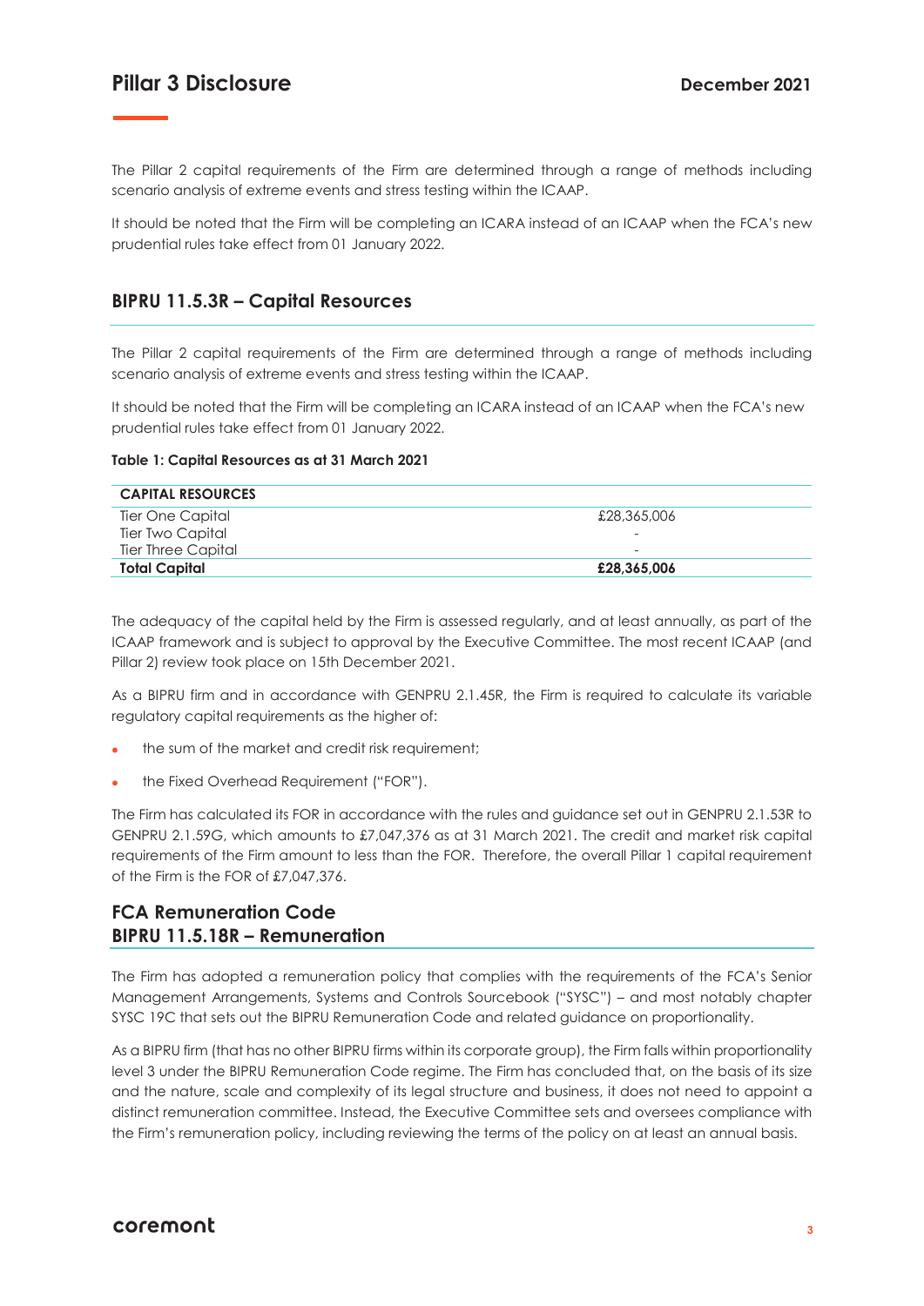The Pillar 2 capital requirements of the Firm are determined through a range of methods including scenario analysis of extreme events and stress testing within the ICAAP.

It should be noted that the Firm will be completing an ICARA instead of an ICAAP when the FCA's new prudential rules take effect from 01 January 2022.

## BIPRU 11.5.3R – Capital Resources

The Pillar 2 capital requirements of the Firm are determined through a range of methods including scenario analysis of extreme events and stress testing within the ICAAP.

It should be noted that the Firm will be completing an ICARA instead of an ICAAP when the FCA's new prudential rules take effect from 01 January 2022.

**Table 1: Capital Resources as at 31 March 2021**

| CAPITAL RESOURCES | |
|---|---|
| Tier One Capital | £28,365,006 |
| Tier Two Capital | - |
| Tier Three Capital | - |
| **Total Capital** | **£28,365,006** |

The adequacy of the capital held by the Firm is assessed regularly, and at least annually, as part of the ICAAP framework and is subject to approval by the Executive Committee. The most recent ICAAP (and Pillar 2) review took place on 15th December 2021.

As a BIPRU firm and in accordance with GENPRU 2.1.45R, the Firm is required to calculate its variable regulatory capital requirements as the higher of:

- the sum of the market and credit risk requirement;
- the Fixed Overhead Requirement ("FOR").

The Firm has calculated its FOR in accordance with the rules and guidance set out in GENPRU 2.1.53R to GENPRU 2.1.59G, which amounts to £7,047,376 as at 31 March 2021. The credit and market risk capital requirements of the Firm amount to less than the FOR. Therefore, the overall Pillar 1 capital requirement of the Firm is the FOR of £7,047,376.

## FCA Remuneration Code
## BIPRU 11.5.18R – Remuneration

The Firm has adopted a remuneration policy that complies with the requirements of the FCA's Senior Management Arrangements, Systems and Controls Sourcebook ("SYSC") – and most notably chapter SYSC 19C that sets out the BIPRU Remuneration Code and related guidance on proportionality.

As a BIPRU firm (that has no other BIPRU firms within its corporate group), the Firm falls within proportionality level 3 under the BIPRU Remuneration Code regime. The Firm has concluded that, on the basis of its size and the nature, scale and complexity of its legal structure and business, it does not need to appoint a distinct remuneration committee. Instead, the Executive Committee sets and oversees compliance with the Firm's remuneration policy, including reviewing the terms of the policy on at least an annual basis.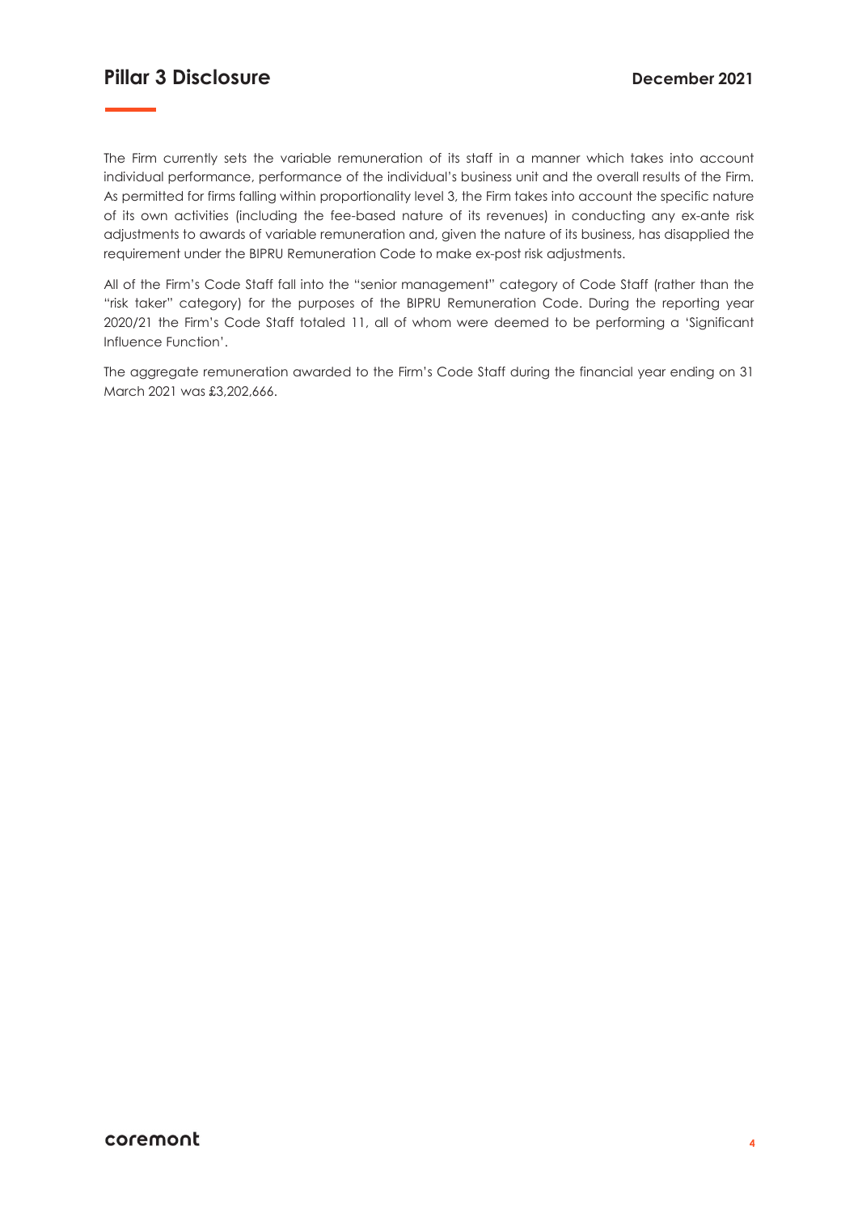The Firm currently sets the variable remuneration of its staff in a manner which takes into account individual performance, performance of the individual's business unit and the overall results of the Firm. As permitted for firms falling within proportionality level 3, the Firm takes into account the specific nature of its own activities (including the fee-based nature of its revenues) in conducting any ex-ante risk adjustments to awards of variable remuneration and, given the nature of its business, has disapplied the requirement under the BIPRU Remuneration Code to make ex-post risk adjustments.

All of the Firm's Code Staff fall into the "senior management" category of Code Staff (rather than the "risk taker" category) for the purposes of the BIPRU Remuneration Code. During the reporting year 2020/21 the Firm's Code Staff totaled 11, all of whom were deemed to be performing a 'Significant Influence Function'.

The aggregate remuneration awarded to the Firm's Code Staff during the financial year ending on 31 March 2021 was £3,202,666.